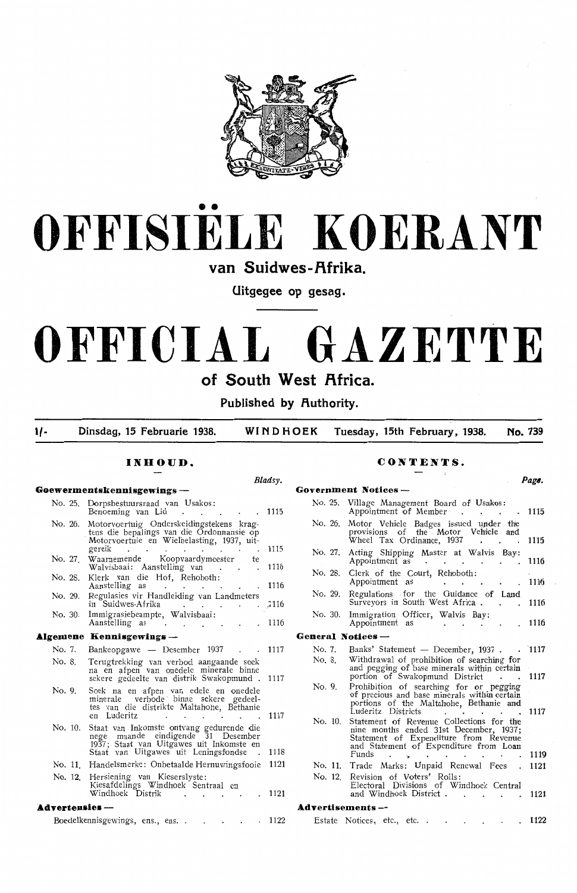# OFFISIËLE KOERANT

## van Suidwes-Afrika.

Uitgegee op gesag.

# OFFICIAL GAZETTE

## of South West Africa.

Published by Authority.

1/- Dinsdag, 15 Februarie 1938. WINDHOEK Tuesday, 15th February, 1938. No. 739

## INHOUD.

| | | Bladsy. |
|---|---|---|
| **Goewermentskennisgewings —** | | |
| No. 25. | Dorpsbestuursraad van Usakos: Benoeming van Lid | 1115 |
| No. 26. | Motorvoertuig Onderskeidingstekens kragtens die bepalings van die Ordonnansie op Motorvoertuie en Wielbelasting, 1937, uitgereik | 1115 |
| No. 27. | Waarnemende Koopvaardymeester te Walvisbaai: Aanstelling van | 1116 |
| No. 28. | Klerk van die Hof, Rehoboth: Aanstelling as | 1116 |
| No. 29. | Regulasies vir Handleiding van Landmeters in Suidwes-Afrika | 1116 |
| No. 30. | Immigrasiebeampte, Walvisbaai: Aanstelling as | 1116 |
| **Algemene Kennisgewings —** | | |
| No. 7. | Bankeopgawe — Desember 1937 | 1117 |
| No. 8. | Terugtrekking van verbod aangaande soek na en afpen van onedele minerale binne sekere gedeelte van distrik Swakopmund | 1117 |
| No. 9. | Soek na en afpen van edele en onedele minerale verbode binne sekere gedeeltes van die distrikte Maltahohe, Bethanie en Luderitz | 1117 |
| No. 10. | Staat van Inkomste ontvang gedurende die nege maande eindigende 31 Desember 1937; Staat van Uitgawes uit Inkomste en Staat van Uitgawes uit Leningsfondse | 1118 |
| No. 11. | Handelsmerke: Onbetaalde Hernuwingsfooie | 1121 |
| No. 12. | Hersiening van Kieserslyste: Kiesafdelings Windhoek Sentraal en Windhoek Distrik | 1121 |
| **Advertensies —** | | |
| | Boedelkennisgewings, ens., ens. | 1122 |

## CONTENTS.

| | | Page. |
|---|---|---|
| **Government Notices —** | | |
| No. 25. | Village Management Board of Usakos: Appointment of Member | 1115 |
| No. 26. | Motor Vehicle Badges issued under the provisions of the Motor Vehicle and Wheel Tax Ordinance, 1937 | 1115 |
| No. 27. | Acting Shipping Master at Walvis Bay: Appointment as | 1116 |
| No. 28. | Clerk of the Court, Rehoboth: Appointment as | 1116 |
| No. 29. | Regulations for the Guidance of Land Surveyors in South West Africa | 1116 |
| No. 30. | Immigration Officer, Walvis Bay: Appointment as | 1116 |
| **General Notices —** | | |
| No. 7. | Banks' Statement — December, 1937 | 1117 |
| No. 8. | Withdrawal of prohibition of searching for and pegging of base minerals within certain portion of Swakopmund District | 1117 |
| No. 9. | Prohibition of searching for or pegging of precious and base minerals within certain portions of the Maltahohe, Bethanie and Luderitz Districts | 1117 |
| No. 10. | Statement of Revenue Collections for the nine months ended 31st December, 1937; Statement of Expenditure from Revenue and Statement of Expenditure from Loan Funds | 1119 |
| No. 11. | Trade Marks: Unpaid Renewal Fees | 1121 |
| No. 12. | Revision of Voters' Rolls: Electoral Divisions of Windhoek Central and Windhoek District | 1121 |
| **Advertisements —** | | |
| | Estate Notices, etc., etc. | 1122 |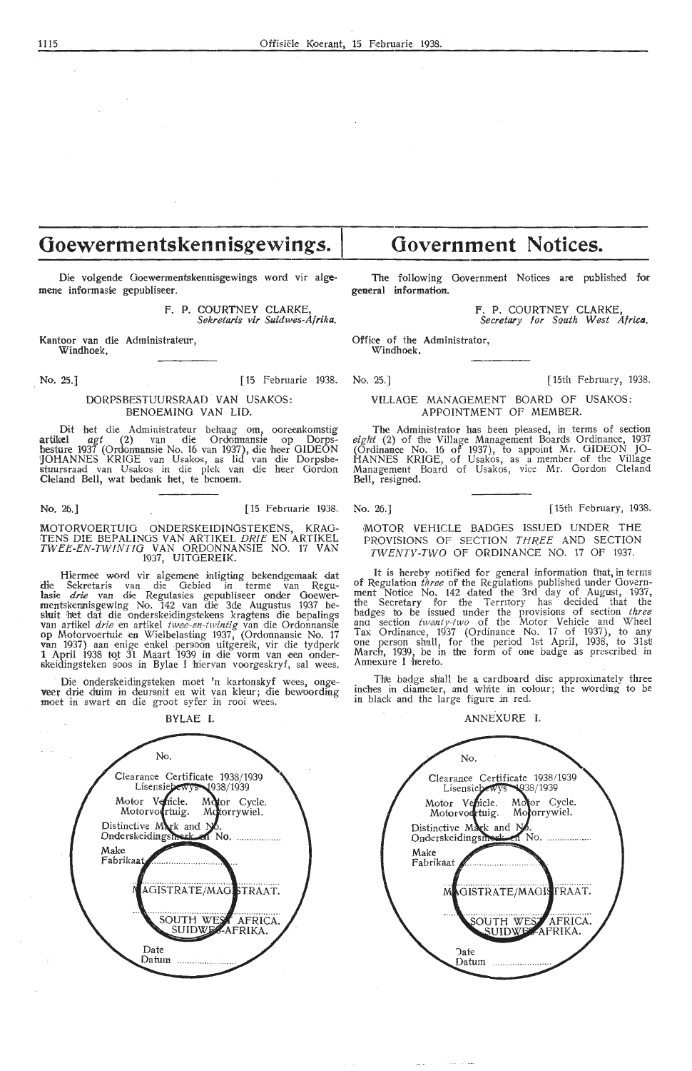# Goewermentskennisgewings.

Die volgende Goewermentskennisgewings word vir algemene informasie gepubliseer.

F. P. COURTNEY CLARKE,
*Sekretaris vir Suidwes-Afrika.*

Kantoor van die Administrateur,
Windhoek,

No. 25.] [15 Februarie 1938.

## DORPSBESTUURSRAAD VAN USAKOS: BENOEMING VAN LID.

Dit het die Administrateur behaag om, ooreenkomstig artikel *agt* (2) van die Ordonnansie op Dorpsbesture 1937 (Ordonnansie No. 16 van 1937), die heer GIDEON JOHANNES KRIGE van Usakos, as lid van die Dorpsbestuursraad van Usakos in die plek van die heer Gordon Cleland Bell, wat bedank het, te benoem.

No. 26.] [15 Februarie 1938.

## MOTORVOERTUIG ONDERSKEIDINGSTEKENS, KRAGTENS DIE BEPALINGS VAN ARTIKEL *DRIE* EN ARTIKEL *TWEE-EN-TWINTIG* VAN ORDONNANSIE NO. 17 VAN 1937, UITGEREIK.

Hiermee word vir algemene inligting bekendgemaak dat die Sekretaris van die Gebied in terme van Regulasie *drie* van die Regulasies gepubliseer onder Goewermentskennisgewing No. 142 van die 3de Augustus 1937 besluit het dat die onderskeidingstekens kragtens die bepalings van artikel *drie* en artikel *twee-en-twintig* van die Ordonnansie op Motorvoertuie en Wielbelasting 1937, (Ordonnansie No. 17 van 1937) aan enige enkel persoon uitgereik, vir die tydperk 1 April 1938 tot 31 Maart 1939 in die vorm van een onderskeidingsteken soos in Bylae I hiervan voorgeskryf, sal wees.

Die onderskeidingsteken moet 'n kartonskyf wees, ongeveer drie duim in deursnit en wit van kleur; die bewoording moet in swart en die groot syfer in rooi wees.

### BYLAE I.

No.

Clearance Certificate 1938/1939
Lisensiebewys 1938/1939

Motor Vehicle. Motor Cycle.
Motorvoertuig. Motorrywiel.

Distinctive Mark and No.
Onderskeidingsmerk en No. ..................

Make
Fabrikaat ..............................

MAGISTRATE/MAGISTRAAT.

..................
SOUTH WEST AFRICA.
SUIDWES-AFRIKA.

Date
Datum ......................

# Government Notices.

The following Government Notices are published for general information.

F. P. COURTNEY CLARKE,
*Secretary for South West Africa.*

Office of the Administrator,
Windhoek,

No. 25.] [15th February, 1938.

## VILLAGE MANAGEMENT BOARD OF USAKOS: APPOINTMENT OF MEMBER.

The Administrator has been pleased, in terms of section *eight* (2) of the Village Management Boards Ordinance, 1937 (Ordinance No. 16 of 1937), to appoint Mr. GIDEON JOHANNES KRIGE, of Usakos, as a member of the Village Management Board of Usakos, vice Mr. Gordon Cleland Bell, resigned.

No. 26.] [15th February, 1938.

## MOTOR VEHICLE BADGES ISSUED UNDER THE PROVISIONS OF SECTION *THREE* AND SECTION *TWENTY-TWO* OF ORDINANCE NO. 17 OF 1937.

It is hereby notified for general information that, in terms of Regulation *three* of the Regulations published under Government Notice No. 142 dated the 3rd day of August, 1937, the Secretary for the Territory has decided that the badges to be issued under the provisions of section *three* and section *twenty-two* of the Motor Vehicle and Wheel Tax Ordinance, 1937 (Ordinance No. 17 of 1937), to any one person shall, for the period 1st April, 1938, to 31st March, 1939, be in the form of one badge as prescribed in Annexure I hereto.

The badge shall be a cardboard disc approximately three inches in diameter, and white in colour; the wording to be in black and the large figure in red.

### ANNEXURE I.

No.

Clearance Certificate 1938/1939
Lisensiebewys 1938/1939

Motor Vehicle. Motor Cycle.
Motorvoertuig. Motorrywiel.

Distinctive Mark and No.
Onderskeidingsmerk en No. ..................

Make
Fabrikaat ..............................

MAGISTRATE/MAGISTRAAT.

..................
SOUTH WEST AFRICA.
SUIDWES-AFRIKA.

Date
Datum ......................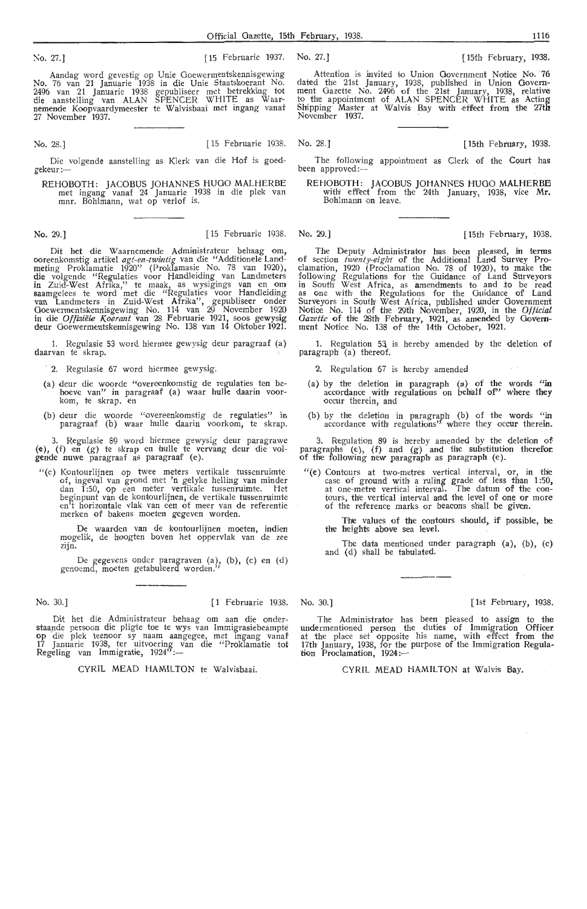No. 27.] [15 Februarie 1937.

Aandag word gevestig op Unie Goewermentskennisgewing No. 76 van 21 Januarie 1938 in die Unie Staatskoerant No. 2496 van 21 Januarie 1938 gepubliseer met betrekking tot die aanstelling van ALAN SPENCER WHITE as Waarnemende Koopvaardymeester te Walvisbaai met ingang vanaf 27 November 1937.

No. 28.] [15 Februarie 1938.

Die volgende aanstelling as Klerk van die Hof is goedgekeur:—

REHOBOTH: JACOBUS JOHANNES HUGO MALHERBE met ingang vanaf 24 Januarie 1938 in die plek van mnr. Bohlmann, wat op verlof is.

No. 29.] [15 Februarie 1938.

Dit het die Waarnemende Administrateur behaag om, ooreenkomstig artikel *agt-en-twintig* van die "Additionele Landmeting Proklamatie 1920" (Proklamasie No. 78 van 1920), die volgende "Regulaties voor Handleiding van Landmeters in Zuid-West Afrika," te maak, as wysigings van en om saamgelees te word met die "Regulaties voor Handleiding van Landmeters in Zuid-West Afrika", gepubliseer onder Goewermentskennisgewing No. 114 van 29 November 1920 in die *Offisiële Koerant* van 28 Februarie 1921, soos gewysig deur Goewermentskennisgewing No. 138 van 14 Oktober 1921.

1. Regulasie 53 word hiermee gewysig deur paragraaf (a) daarvan te skrap.

2. Regulasie 67 word hiermee gewysig.

(a) deur die woorde "overeenkomstig de regulaties ten behoeve van" in paragraaf (a) waar hulle daarin voorkom, te skrap. en

(b) deur die woorde "overeenkomstig de regulaties" in paragraaf (b) waar hulle daarin voorkom, te skrap.

3. Regulasie 89 word hiermee gewysig deur paragrawe (e), (f) en (g) te skrap en hulle te vervang deur die volgende nuwe paragraaf as paragraaf (e).

"(e) Kontourlijnen op twee meters vertikale tussenruimte of, ingeval van grond met 'n gelyke helling van minder dan 1:50, op een meter vertikale tussenruimte. Het beginpunt van de kontourlijnen, de vertikale tussenruimte en't horizontale vlak van een of meer van de referentie merken of bakens moeten gegeven worden.

De waarden van de kontourlijnen moeten, indien mogelik, de hoogten boven het oppervlak van de zee zijn.

De gegevens onder paragraven (a), (b), (c) en (d) genoemd, moeten getabuleerd worden."

No. 30.] [1 Februarie 1938.

Dit het die Administrateur behaag om aan die onderstaande persoon die pligte toe te wys van Immigrasiebeampte op die plek teenoor sy naam aangegee, met ingang vanaf 17 Januarie 1938, ter uitvoering van die "Proklamatie tot Regeling van Immigratie, 1924":—

CYRIL MEAD HAMILTON te Walvisbaai.

No. 27.] [15th February, 1938.

Attention is invited to Union Government Notice No. 76 dated the 21st January, 1938, published in Union Government Gazette No. 2496 of the 21st January, 1938, relative to the appointment of ALAN SPENCER WHITE as Acting Shipping Master at Walvis Bay with effect from the 27th November 1937.

No. 28.] [15th February, 1938.

The following appointment as Clerk of the Court has been approved:—

REHOBOTH: JACOBUS JOHANNES HUGO MALHERBE with effect from the 24th January, 1938, vice Mr. Bohlmann on leave.

No. 29.] [15th February, 1938.

The Deputy Administrator has been pleased, in terms of section *twenty-eight* of the Additional Land Survey Proclamation, 1920 (Proclamation No. 78 of 1920), to make the following Regulations for the Guidance of Land Surveyors in South West Africa, as amendments to and to be read as one with the Regulations for the Guidance of Land Surveyors in South West Africa, published under Government Notice No. 114 of the 29th November, 1920, in the *Official Gazette* of the 28th February, 1921, as amended by Government Notice No. 138 of the 14th October, 1921.

1. Regulation 53 is hereby amended by the deletion of paragraph (a) thereof.

2. Regulation 67 is hereby amended

(a) by the deletion in paragraph (a) of the words "in accordance with regulations on behalf of" where they occur therein, and

(b) by the deletion in paragraph (b) of the words "in accordance with regulations" where they occur therein.

3. Regulation 89 is hereby amended by the deletion of paragraphs (e), (f) and (g) and the substitution therefor of the following new paragraph as paragraph (e).

"(e) Contours at two-metres vertical interval, or, in the case of ground with a ruling grade of less than 1:50, at one-metre vertical interval. The datum of the contours, the vertical interval and the level of one or more of the reference marks or beacons shall be given.

The values of the contours should, if possible, be the heights above sea level.

The data mentioned under paragraph (a), (b), (c) and (d) shall be tabulated.

No. 30.] [1st February, 1938.

The Administrator has been pleased to assign to the undermentioned person the duties of Immigration Officer at the place set opposite his name, with effect from the 17th January, 1938, for the purpose of the Immigration Regulation Proclamation, 1924:—

CYRIL MEAD HAMILTON at Walvis Bay.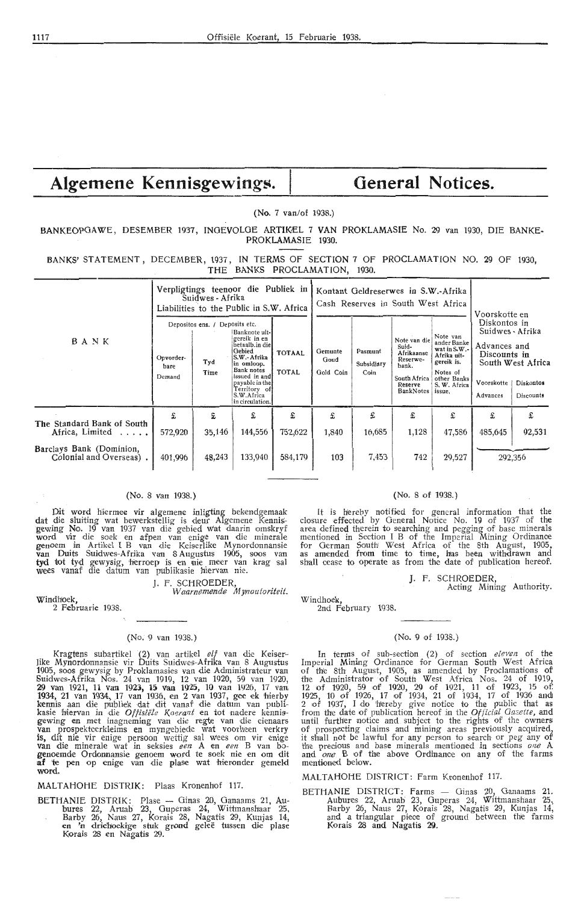# Algemene Kennisgewings. | General Notices.

(No. 7 van/of 1938.)

BANKEOPGAWE, DESEMBER 1937, INGEVOLGE ARTIKEL 7 VAN PROKLAMASIE No. 29 van 1930, DIE BANKE-PROKLAMASIE 1930.

BANKS' STATEMENT, DECEMBER, 1937, IN TERMS OF SECTION 7 OF PROCLAMATION NO. 29 OF 1930, THE BANKS PROCLAMATION, 1930.

| BANK | Verpligtings teenoor die Publiek in Suidwes - Afrika / Liabilities to the Public in S.W. Africa | | | | Kontant Geldreserwes in S.W.-Afrika / Cash Reserves in South West Africa | | | | Voorskotte en Diskontos in Suidwes - Afrika / Advances and Discounts in South West Africa | |
|---|---|---|---|---|---|---|---|---|---|---|
| | Depositos ens. / Deposits etc. | | | | | | | | | |
| | Opvorderbare / Demand | Tyd / Time | Banknote uitgereik in en betaalb. in die Gebied S.W.-Afrika in omloop. / Bank notes issued in and payable in the Territory of S.W.Africa in circulation. | TOTAAL / TOTAL | Gemunte Goud / Gold Coin | Pasmunt / Subsidiary Coin | Note van die Suid-Afrikaanse Reserwebank. / South Africa Reserve Bank Notes | Note van ander Banke wat in S.W.-Afrika uitgereik is. / Notes of other Banks S. W. Africa issue. | Voorskotte / Advances | Diskontos / Discounts |
| | £ | £ | £ | £ | £ | £ | £ | £ | £ | £ |
| The Standard Bank of South Africa, Limited | 572,920 | 35,146 | 144,556 | 752,622 | 1,840 | 16,685 | 1,128 | 47,586 | 485,645 | 92,531 |
| Barclays Bank (Dominion, Colonial and Overseas) | 401,996 | 48,243 | 133,940 | 584,179 | 103 | 7,453 | 742 | 29,527 | 292,356 | |

(No. 8 van 1938.)

Dit word hiermee vir algemene inligting bekendgemaak dat die sluiting wat bewerkstellig is deur Algemene Kennisgewing No. 19 van 1937 van die gebied wat daarin omskryf word vir die soek en afpen van enige van die minerale genoem in Artikel I B van die Keiserlike Mynordonnansie van Duits Suidwes-Afrika van 8 Augustus 1905, soos van tyd tot tyd gewysig, herroep is en nie meer van krag sal wees vanaf die datum van publikasie hiervan nie.

J. F. SCHROEDER,
*Waarnemende Mynoutoriteit.*

Windhoek,
2 Februarie 1938.

(No. 8 of 1938.)

It is hereby notified for general information that the closure effected by General Notice No. 19 of 1937 of the area defined therein to searching and pegging of base minerals mentioned in Section I B of the Imperial Mining Ordinance for German South West Africa of the 8th August, 1905, as amended from time to time, has been withdrawn and shall cease to operate as from the date of publication hereof.

J. F. SCHROEDER,
Acting Mining Authority.

Windhoek,
2nd February 1938.

(No. 9 van 1938.)

Kragtens subartikel (2) van artikel *elf* van die Keiserlike Mynordonnansie vir Duits Suidwes-Afrika van 8 Augustus 1905, soos gewysig by Proklamasies van die Administrateur van Suidwes-Afrika Nos. 24 van 1919, 12 van 1920, 59 van 1920, 29 van 1921, 11 van 1923, 15 van 1925, 10 van 1926, 17 van 1934, 21 van 1934, 17 van 1936, en 2 van 1937, gee ek hierby kennis aan die publiek dat dit vanaf die datum van publikasie hiervan in die *Offisiële Koerant* en tot nadere kennisgewing en met inagneming van die regte van die eienaars van prospekteerkleims en myngebiede wat voorheen verkry is, dit nie vir enige persoon wettig sal wees om vir enige van die minerale wat in seksies *een* A en *een* B van bogenoemde Ordonnansie genoem word te soek nie en om dit af te pen op enige van die plase wat hieronder gemeld word.

MALTAHOHE DISTRIK: Plaas Kronenhof 117.

BETHANIE DISTRIK: Plase — Ginas 20, Ganaams 21, Aubures 22, Aruab 23, Guperas 24, Wittmanshaar 25, Barby 26, Naus 27, Korais 28, Nagatis 29, Kunjas 14, en 'n driehoekige stuk grond geleë tussen die plase Korais 28 en Nagatis 29.

(No. 9 of 1938.)

In terms of sub-section (2) of section *eleven* of the Imperial Mining Ordinance for German South West Africa of the 8th August, 1905, as amended by Proclamations of the Administrator of South West Africa Nos. 24 of 1919, 12 of 1920, 59 of 1920, 29 of 1921, 11 of 1923, 15 of 1925, 10 of 1926, 17 of 1934, 21 of 1934, 17 of 1936 and 2 of 1937, I do hereby give notice to the public that as from the date of publication hereof in the *Official Gazette*, and until further notice and subject to the rights of the owners of prospecting claims and mining areas previously acquired, it shall not be lawful for any person to search or peg any of the precious and base minerals mentioned in sections *one* A and *one* B of the above Ordinance on any of the farms mentioned below.

MALTAHOHE DISTRICT: Farm Kronenhof 117.

BETHANIE DISTRICT: Farms — Ginas 20, Ganaams 21, Aubures 22, Aruab 23, Guperas 24, Wittmanshaar 25, Barby 26, Naus 27, Korais 28, Nagatis 29, Kunjas 14, and a triangular piece of ground between the farms Korais 28 and Nagatis 29.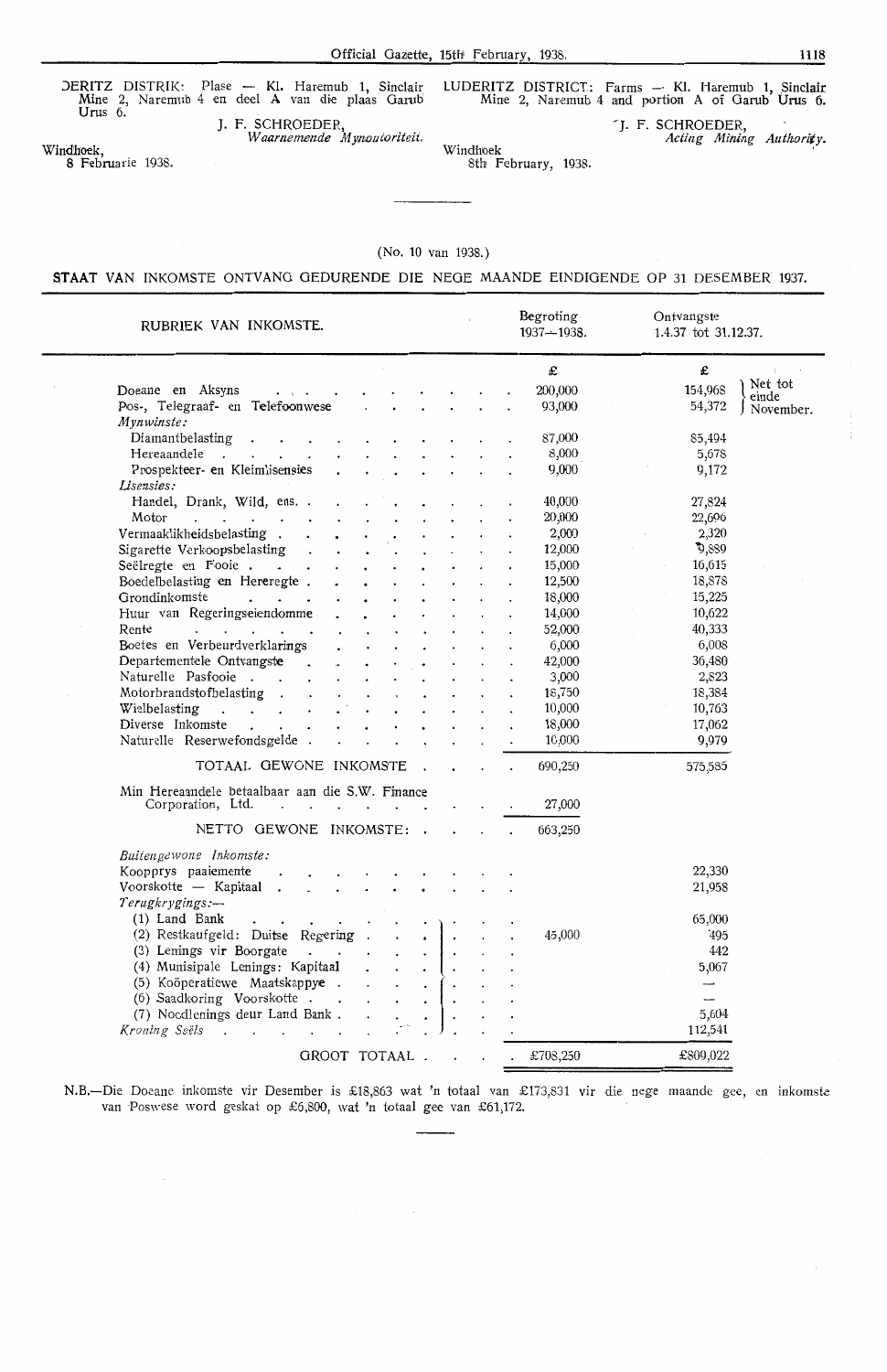DERITZ DISTRIK: Plase — Kl. Haremub 1, Sinclair Mine 2, Naremub 4 en deel A van die plaas Garub Urus 6.

J. F. SCHROEDER,
*Waarnemende Mynoutoriteit.*

Windhoek,
8 Februarie 1938.

LUDERITZ DISTRICT: Farms — Kl. Haremub 1, Sinclair Mine 2, Naremub 4 and portion A of Garub Urus 6.

J. F. SCHROEDER,
*Acting Mining Authority.*

Windhoek
8th February, 1938.

---

(No. 10 van 1938.)

**STAAT VAN INKOMSTE ONTVANG GEDURENDE DIE NEGE MAANDE EINDIGENDE OP 31 DESEMBER 1937.**

| RUBRIEK VAN INKOMSTE. | Begroting 1937—1938. | Ontvangste 1.4.37 tot 31.12.37. | |
|---|---|---|---|
| | £ | £ | |
| Doeane en Aksyns | 200,000 | 154,968 | Net tot einde November. |
| Pos-, Telegraaf- en Telefoonwese | 93,000 | 54,372 | |
| *Mynwinste:* | | | |
| Diamantbelasting | 87,000 | 85,494 | |
| Hereaandele | 8,000 | 5,678 | |
| Prospekteer- en Kleimlisensies | 9,000 | 9,172 | |
| *Lisensies:* | | | |
| Handel, Drank, Wild, ens. | 40,000 | 27,824 | |
| Motor | 20,000 | 22,606 | |
| Vermaaklikheidsbelasting | 2,000 | 2,320 | |
| Sigarette Verkoopsbelasting | 12,000 | 9,889 | |
| Seëlregte en Fooie | 15,000 | 16,615 | |
| Boedelbelasting en Hereregte | 12,500 | 18,878 | |
| Grondinkomste | 18,000 | 15,225 | |
| Huur van Regeringseiendomme | 14,000 | 10,622 | |
| Rente | 52,000 | 40,333 | |
| Boetes en Verbeurdverklarings | 6,000 | 6,008 | |
| Departementele Ontvangste | 42,000 | 36,480 | |
| Naturelle Pasfooie | 3,000 | 2,823 | |
| Motorbrandstofbelasting | 18,750 | 18,384 | |
| Wielbelasting | 10,000 | 10,763 | |
| Diverse Inkomste | 18,000 | 17,062 | |
| Naturelle Reserwefondsgelde | 10,000 | 9,979 | |
| TOTAAL GEWONE INKOMSTE | 690,250 | 575,585 | |
| Min Hereaandele betaalbaar aan die S.W. Finance Corporation, Ltd. | 27,000 | | |
| NETTO GEWONE INKOMSTE: | 663,250 | | |
| *Buitengewone Inkomste:* | | | |
| Koopprys paaiemente | | 22,330 | |
| Voorskotte — Kapitaal | | 21,958 | |
| *Terugkrygings:—* | | | |
| (1) Land Bank | 45,000 | 65,000 | |
| (2) Restkaufgeld: Duitse Regering | | 495 | |
| (3) Lenings vir Boorgate | | 442 | |
| (4) Munisipale Lenings: Kapitaal | | 5,067 | |
| (5) Koöperatiewe Maatskappye | | — | |
| (6) Saadkoring Voorskotte | | — | |
| (7) Noodlenings deur Land Bank | | 5,604 | |
| *Kroning Seëls* | | 112,541 | |
| GROOT TOTAAL | £708,250 | £809,022 | |

N.B.—Die Doeane inkomste vir Desember is £18,863 wat 'n totaal van £173,831 vir die nege maande gee, en inkomste van Poswese word geskat op £6,800, wat 'n totaal gee van £61,172.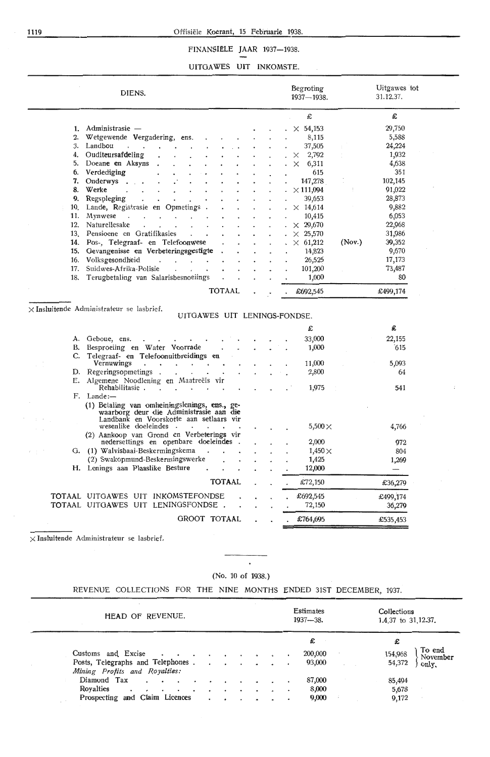## FINANSIËLE JAAR 1937—1938.

### UITGAWES UIT INKOMSTE.

| DIENS. | Begroting 1937—1938. | | Uitgawes tot 31.12.37. |
|---|---|---|---|
| | £ | | £ |
| 1. Administrasie — | × 54,153 | | 29,750 |
| 2. Wetgewende Vergadering, ens. | 8,115 | | 5,588 |
| 3. Landbou | 37,505 | | 24,224 |
| 4. Ouditeursafdeling | × 2,792 | | 1,932 |
| 5. Doeane en Aksyns | × 6,311 | | 4,638 |
| 6. Verdediging | 615 | | 351 |
| 7. Onderwys | 147,278 | | 102,145 |
| 8. Werke | × 111,094 | | 91,022 |
| 9. Regspleging | 39,653 | | 28,873 |
| 10. Lande, Registrasie en Opmetings | × 14,614 | | 9,882 |
| 11. Mynwese | 10,415 | | 6,053 |
| 12. Naturellesake | × 29,670 | | 22,968 |
| 13. Pensioene en Gratifikasies | × 25,570 | | 31,986 |
| 14. Pos-, Telegraaf- en Telefoonwese | × 61,212 | (Nov.) | 39,352 |
| 15. Gevangenisse en Verbeteringsgestigte | 14,823 | | 9,670 |
| 16. Volksgesondheid | 26,525 | | 17,173 |
| 17. Suidwes-Afrika-Polisie | 101,200 | | 73,487 |
| 18. Terugbetaling van Salarisbesnoeiings | 1,000 | | 80 |
| TOTAAL | £692,545 | | £499,174 |

× Insluitende Administrateur se lasbrief.

### UITGAWES UIT LENINGS-FONDSE.

| | £ | £ |
|---|---|---|
| A. Geboue, ens. | 33,000 | 22,155 |
| B. Besproeiing en Water Voorrade | 1,000 | 615 |
| C. Telegraaf- en Telefoonuitbreidings en Vernuwings | 11,000 | 5,093 |
| D. Regeringsopmetings | 2,800 | 64 |
| E. Algemene Noodlening en Maatreëls vir Rehabilitasie | 1,975 | 541 |
| F. Lande:— | | |
| (1) Betaling van omheiningslenings, ens., gewaarborg deur die Administrasie aan die Landbank en Voorskotte aan setlaars vir wesenlike doeleindes | 5,500 × | 4,766 |
| (2) Aankoop van Grond en Verbeterings vir nedersettings en openbare doeleindes | 2,000 | 972 |
| G. (1) Walvisbaai-Beskermingskema | 1,450 × | 804 |
| (2) Swakopmund-Beskermingswerke | 1,425 | 1,269 |
| H. Lenings aan Plaaslike Besture | 12,000 | — |
| TOTAAL | £72,150 | £36,279 |
| TOTAAL UITGAWES UIT INKOMSTEFONDSE | £692,545 | £499,174 |
| TOTAAL UITGAWES UIT LENINGSFONDSE | 72,150 | 36,279 |
| GROOT TOTAAL | £764,695 | £535,453 |

× Insluitende Administrateur se lasbrief.

---

(No. 10 of 1938.)

### REVENUE COLLECTIONS FOR THE NINE MONTHS ENDED 31ST DECEMBER, 1937.

| HEAD OF REVENUE. | Estimates 1937—38. | Collections 1.4.37 to 31.12.37. | |
|---|---|---|---|
| | £ | £ | |
| Customs and Excise | 200,000 | 154,968 | To end November only. |
| Posts, Telegraphs and Telephones | 93,000 | 54,372 | |
| *Mining Profits and Royalties:* | | | |
| Diamond Tax | 87,000 | 85,494 | |
| Royalties | 8,000 | 5,678 | |
| Prospecting and Claim Licences | 9,000 | 9,172 | |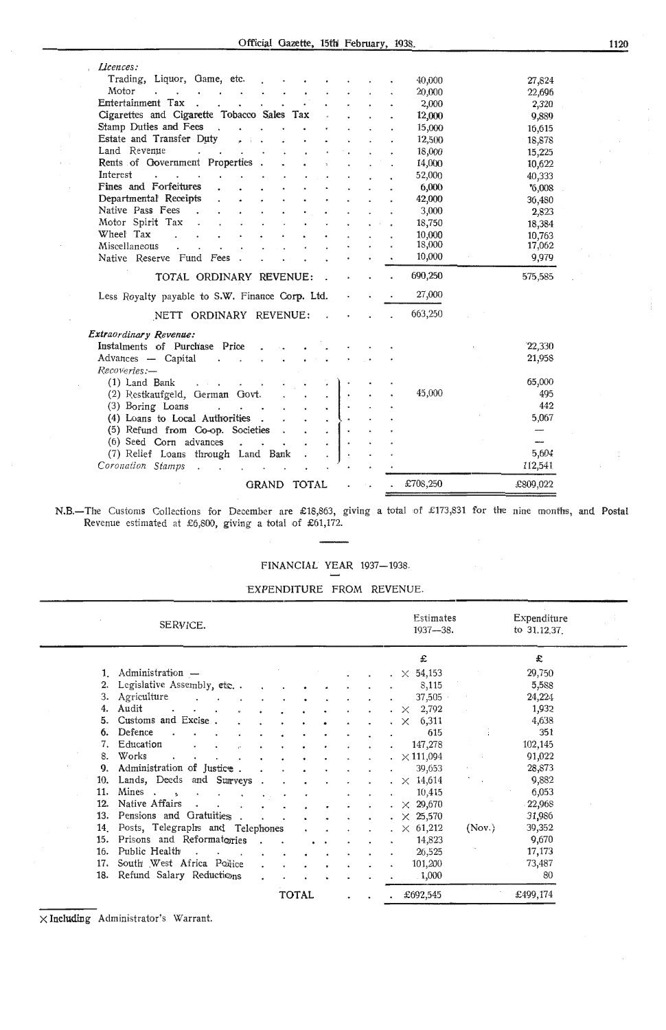| | | |
|---|---|---|
| *Licences:* | | |
| Trading, Liquor, Game, etc. | 40,000 | 27,824 |
| Motor | 20,000 | 22,696 |
| Entertainment Tax | 2,000 | 2,320 |
| Cigarettes and Cigarette Tobacco Sales Tax | 12,000 | 9,889 |
| Stamp Duties and Fees | 15,000 | 16,615 |
| Estate and Transfer Duty | 12,500 | 18,878 |
| Land Revenue | 18,000 | 15,225 |
| Rents of Government Properties | 14,000 | 10,622 |
| Interest | 52,000 | 40,333 |
| Fines and Forfeitures | 6,000 | 6,008 |
| Departmental Receipts | 42,000 | 36,480 |
| Native Pass Fees | 3,000 | 2,823 |
| Motor Spirit Tax | 18,750 | 18,384 |
| Wheel Tax | 10,000 | 10,763 |
| Miscellaneous | 18,000 | 17,062 |
| Native Reserve Fund Fees | 10,000 | 9,979 |
| TOTAL ORDINARY REVENUE: | 690,250 | 575,585 |
| Less Royalty payable to S.W. Finance Corp. Ltd. | 27,000 | |
| NETT ORDINARY REVENUE: | 663,250 | |
| ***Extraordinary Revenue:*** | | |
| Instalments of Purchase Price | | 22,330 |
| Advances — Capital | | 21,958 |
| *Recoveries:—* | | |
| (1) Land Bank | | 65,000 |
| (2) Restkaufgeld, German Govt. | 45,000 | 495 |
| (3) Boring Loans | | 442 |
| (4) Loans to Local Authorities | | 5,067 |
| (5) Refund from Co-op. Societies | | — |
| (6) Seed Corn advances | | — |
| (7) Relief Loans through Land Bank | | 5,604 |
| *Coronation Stamps* | | 112,541 |
| GRAND TOTAL | £708,250 | £809,022 |

N.B.—The Customs Collections for December are £18,863, giving a total of £173,831 for the nine months, and Postal Revenue estimated at £6,800, giving a total of £61,172.

## FINANCIAL YEAR 1937—1938.

### EXPENDITURE FROM REVENUE.

| SERVICE. | Estimates 1937—38. | Expenditure to 31.12.37. |
|---|---|---|
| | £ | £ |
| 1. Administration — | × 54,153 | 29,750 |
| 2. Legislative Assembly, etc. | 8,115 | 5,588 |
| 3. Agriculture | 37,505 | 24,224 |
| 4. Audit | × 2,792 | 1,932 |
| 5. Customs and Excise | × 6,311 | 4,638 |
| 6. Defence | 615 | 351 |
| 7. Education | 147,278 | 102,145 |
| 8. Works | × 111,094 | 91,022 |
| 9. Administration of Justice | 39,653 | 28,873 |
| 10. Lands, Deeds and Surveys | × 14,614 | 9,882 |
| 11. Mines | 10,415 | 6,053 |
| 12. Native Affairs | × 29,670 | 22,968 |
| 13. Pensions and Gratuities | × 25,570 | 31,986 |
| 14. Posts, Telegraphs and Telephones | × 61,212 | (Nov.) 39,352 |
| 15. Prisons and Reformatories | 14,823 | 9,670 |
| 16. Public Health | 26,525 | 17,173 |
| 17. South West Africa Police | 101,200 | 73,487 |
| 18. Refund Salary Reductions | 1,000 | 80 |
| TOTAL | £692,545 | £499,174 |

× Including Administrator's Warrant.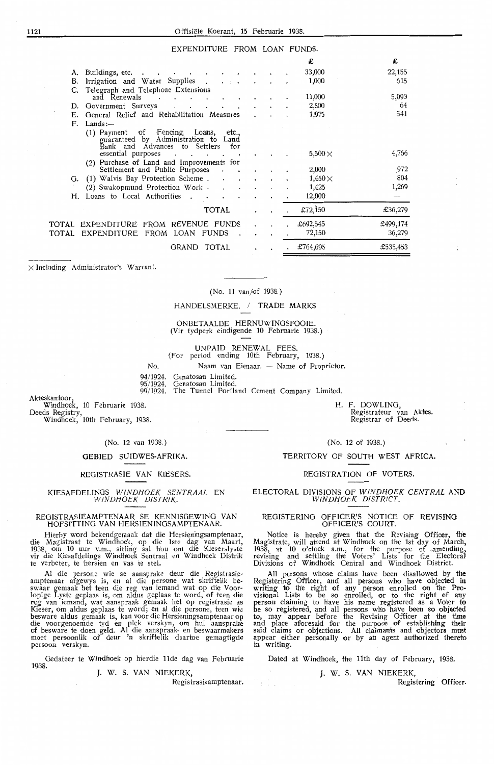## EXPENDITURE FROM LOAN FUNDS.

| | £ | £ |
|---|---|---|
| A. Buildings, etc. | 33,000 | 22,155 |
| B. Irrigation and Water Supplies | 1,000 | 615 |
| C. Telegraph and Telephone Extensions and Renewals | 11,000 | 5,093 |
| D. Government Surveys | 2,800 | 64 |
| E. General Relief and Rehabilitation Measures | 1,975 | 541 |
| F. Lands:— | | |
| (1) Payment of Fencing Loans, etc., guaranteed by Administration to Land Bank and Advances to Settlers for essential purposes | 5,500 × | 4,766 |
| (2) Purchase of Land and Improvements for Settlement and Public Purposes | 2,000 | 972 |
| G. (1) Walvis Bay Protection Scheme | 1,450 × | 804 |
| (2) Swakopmund Protection Work | 1,425 | 1,269 |
| H. Loans to Local Authorities | 12,000 | — |
| TOTAL | £72,150 | £36,279 |
| TOTAL EXPENDITURE FROM REVENUE FUNDS | £692,545 | £499,174 |
| TOTAL EXPENDITURE FROM LOAN FUNDS | 72,150 | 36,279 |
| GRAND TOTAL | £764,695 | £535,453 |

× Including Administrator's Warrant.

(No. 11 van/of 1938.)

HANDELSMERKE. / TRADE MARKS

ONBETAALDE HERNUWINGSFOOIE.
(Vir tydperk eindigende 10 Februarie 1938.)

UNPAID RENEWAL FEES.
(For period ending 10th February, 1938.)

| No. | Naam van Eienaar. — Name of Proprietor. |
|---|---|
| 94/1924. | Genatosan Limited. |
| 95/1924. | Genatosan Limited. |
| 99/1924. | The Tunnel Portland Cement Company Limited. |

Akteskantoor,
Windhoek, 10 Februarie 1938.

Deeds Registry,
Windhoek, 10th February, 1938.

H. F. DOWLING,
Registrateur van Aktes.
Registrar of Deeds.

(No. 12 van 1938.)

### GEBIED SUIDWES-AFRIKA.

### REGISTRASIE VAN KIESERS.

KIESAFDELINGS *WINDHOEK SENTRAAL* EN *WINDHOEK DISTRIK.*

REGISTRASIEAMPTENAAR SE KENNISGEWING VAN HOFSITTING VAN HERSIENINGSAMPTENAAR.

Hierby word bekendgemaak dat die Hersieningsamptenaar, die Magistraat te Windhoek, op die 1ste dag van Maart, 1938, om 10 uur v.m., sitting sal hou om die Kieserslyste vir die Kiesafdelings Windhoek Sentraal en Windhoek Distrik te verbeter, te hersien en vas te stel.

Al die persone wie se aansprake deur die Registrasieamptenaar afgewys is, en al die persone wat skriftelik beswaar gemaak het teen die reg van iemand wat op die Voorlopige Lyste geplaas is, om aldus geplaas te word, of teen die reg van iemand, wat aanspraak gemaak het op registrasie as Kieser, om aldus geplaas te word; en al die persone, teen wie besware aldus gemaak is, kan voor die Hersieningsamptenaar op die voorgenoemde tyd en plek verskyn, om hul aansprake of besware te doen geld. Al die aanspraak- en beswaarmakers moet persoonlik of deur 'n skriftelik daartoe gemagtigde persoon verskyn.

Gedateer te Windhoek op hierdie 11de dag van Februarie 1938.

J. W. S. VAN NIEKERK,
Registrasieamptenaar.

(No. 12 of 1938.)

### TERRITORY OF SOUTH WEST AFRICA.

### REGISTRATION OF VOTERS.

ELECTORAL DIVISIONS OF *WINDHOEK CENTRAL* AND *WINDHOEK DISTRICT.*

REGISTERING OFFICER'S NOTICE OF REVISING OFFICER'S COURT.

Notice is hereby given that the Revising Officer, the Magistrate, will attend at Windhoek on the 1st day of March, 1938, at 10 o'clock a.m., for the purpose of amending, revising and settling the Voters' Lists for the Electoral Divisions of Windhoek Central and Windhoek District.

All persons whose claims have been disallowed by the Registering Officer, and all persons who have objected in writing to the right of any person enrolled on the Provisional Lists to be so enrolled, or to the right of any person claiming to have his name registered as a Voter to be so registered, and all persons who have been so objected to, may appear before the Revising Officer at the time and place aforesaid for the purpose of establishing their said claims or objections. All claimants and objectors must appear either personally or by an agent authorized thereto in writing.

Dated at Windhoek, the 11th day of February, 1938.

J. W. S. VAN NIEKERK,
Registering Officer.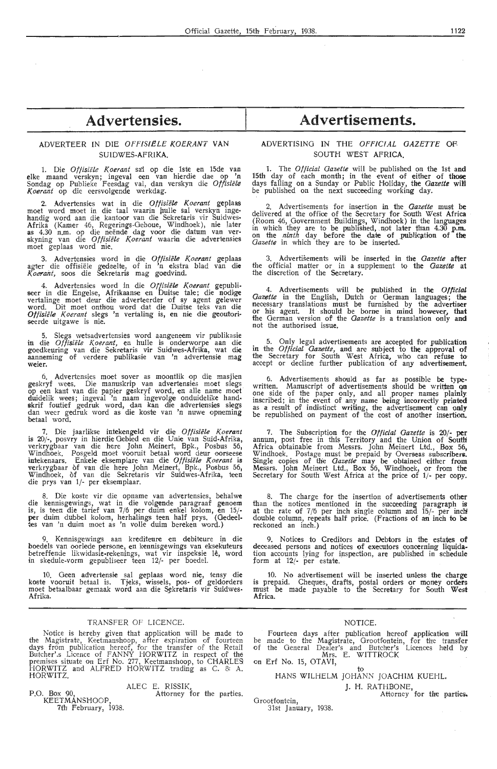# Advertensies.

ADVERTEER IN DIE *OFFISIëLE KOERANT* VAN SUIDWES-AFRIKA.

1. Die *Offisiële Koerant* sal op die 1ste en 15de van elke maand verskyn; ingeval een van hierdie dae op 'n Sondag op Publieke Feesdag val, dan verskyn die *Offisiële Koerant* op die eersvolgende werkdag.

2. Advertensies wat in die *Offisiële Koerant* geplaas moet word moet in die taal waarin hulle sal verskyn ingehandig word aan die kantoor van die Sekretaris vir Suidwes-Afrika (Kamer 46, Regerings-Geboue, Windhoek), nie later as 4.30 n.m. op die neënde dag voor die datum van verskyning van die *Offisiële Koerant* waarin die advertensies moet geplaas word nie.

3. Advertensies word in die *Offisiële Koerant* geplaas agter die offisiële gedeelte, of in 'n ekstra blad van die *Koerant*, soos die Sekretaris mag goedvind.

4. Advertensies word in die *Offisiële Koerant* gepubliseer in die Engelse, Afrikaanse en Duitse tale; die nodige vertalinge moet deur die adverteerder of sy agent gelewer word. Dit moet onthou word dat die Duitse teks van die *Offisiële Koerant* slegs 'n vertaling is, en nie die geoutoriseerde uitgawe is nie.

5. Slegs wetsadvertensies word aangeneem vir publikasie in die *Offisiële Koerant*, en hulle is onderworpe aan die goedkeuring van die Sekretaris vir Suidwes-Afrika, wat die aanneming of verdere publikasie van 'n advertensie mag weier.

6. Advertensies moet sover as moontlik op die masjien geskryf wees. Die manuskrip van advertensies moet slegs op een kant van die papier geskryf word, en alle name moet duidelik wees; ingeval 'n naam ingevolge onduidelike handskrif foutief gedruk word, dan kan die advertensies slegs dan weer gedruk word as die koste van 'n nuwe opneming betaal word.

7. Die jaarlikse intekengeld vir die *Offisiële Koerant* is 20/-, posvry in hierdie Gebied en die Unie van Suid-Afrika, verkrygbaar van die here John Meinert, Bpk., Posbus 56, Windhoek. Posgeld moet vooruit betaal word deur oorseese intekenaars. Enkele eksemplare van die *Offisiële Koerant* is verkrygbaar òf van die here John Meinert, Bpk., Posbus 56, Windhoek, òf van die Sekretaris vir Suidwes-Afrika, teen die prys van 1/- per eksemplaar.

8. Die koste vir die opname van advertensies, behalwe die kennisgewings, wat in die volgende paragraaf genoem is, is teen die tarief van 7/6 per duim enkel kolom, en 15/- per duim dubbel kolom, herhalings teen half prys. (Gedeeltes van 'n duim moet as 'n volle duim bereken word.)

9. Kennisgewings aan krediteure en debiteure in die boedels van oorlede persone, en kennisgewings van eksekuteurs betreffende likwidasie-rekenings, wat vir inspeksie lê, word in skedule-vorm gepubliseer teen 12/- per boedel.

10. Geen advertensie sal geplaas word nie, tensy die koste vooruit betaal is. Tjeks, wissels, pos- of geldorders moet betaalbaar gemaak word aan die Sekretaris vir Suidwes-Afrika.

# Advertisements.

ADVERTISING IN THE *OFFICIAL GAZETTE* OF SOUTH WEST AFRICA.

1. The *Official Gazette* will be published on the 1st and 15th day of each month; in the event of either of those days falling on a Sunday or Public Holiday, the *Gazette* will be published on the next succeeding working day.

2. Advertisements for insertion in the *Gazette* must be delivered at the office of the Secretary for South West Africa (Room 46, Government Buildings, Windhoek) in the languages in which they are to be published, not later than 4.30 p.m. on the *ninth* day before the date of publication of the *Gazette* in which they are to be inserted.

3. Advertisements will be inserted in the *Gazette* after the official matter or in a supplement to the *Gazette* at the discretion of the Secretary.

4. Advertisements will be published in the *Official Gazette* in the English, Dutch or German languages; the necessary translations must be furnished by the advertiser or his agent. It should be borne in mind however, that the German version of the *Gazette* is a translation only and not the authorised issue.

5. Only legal advertisements are accepted for publication in the *Official Gazette*, and are subject to the approval of the Secretary for South West Africa, who can refuse to accept or decline further publication of any advertisement.

6. Advertisements should as far as possible be typewritten. Manuscript of advertisements should be written on one side of the paper only, and all proper names plainly inscribed; in the event of any name being incorrectly printed as a result of indistinct writing, the advertisement can only be republished on payment of the cost of another insertion.

7. The Subscription for the *Official Gazette* is 20/- per annum, post free in this Territory and the Union of South Africa obtainable from Messrs. John Meinert Ltd., Box 56, Windhoek. Postage must be prepaid by Overseas subscribers. Single copies of the *Gazette* may be obtained either from Messrs. John Meinert Ltd., Box 56, Windhoek, or from the Secretary for South West Africa at the price of 1/- per copy.

8. The charge for the insertion of advertisements other than the notices mentioned in the succeeding paragraph is at the rate of 7/6 per inch single column and 15/- per inch double column, repeats half price. (Fractions of an inch to be reckoned an inch.)

9. Notices to Creditors and Debtors in the estates of deceased persons and notices of executors concerning liquidation accounts lying for inspection, are published in schedule form at 12/- per estate.

10. No advertisement will be inserted unless the charge is prepaid. Cheques, drafts, postal orders or money orders must be made payable to the Secretary for South West Africa.

---

TRANSFER OF LICENCE.

Notice is hereby given that application will be made to the Magistrate, Keetmanshoop, after expiration of fourteen days from publication hereof, for the transfer of the Retail Butcher's Licence of FANNY HORWITZ in respect of the premises situate on Erf No. 277, Keetmanshoop, to CHARLES HORWITZ and ALFRED HORWITZ trading as C. & A. HORWITZ.

ALEC E. RISSIK,
Attorney for the parties.

P.O. Box 90,
KEETMANSHOOP,
7th February, 1938.

NOTICE.

Fourteen days after publication hereof application will be made to the Magistrate, Grootfontein, for the transfer of the General Dealer's and Butcher's Licences held by Mrs. E. WITTROCK on Erf No. 15, OTAVI,

to

HANS WILHELM JOHANN JOACHIM KUEHL.

J. H. RATHBONE,
Attorney for the parties.

Grootfontein,
31st January, 1938.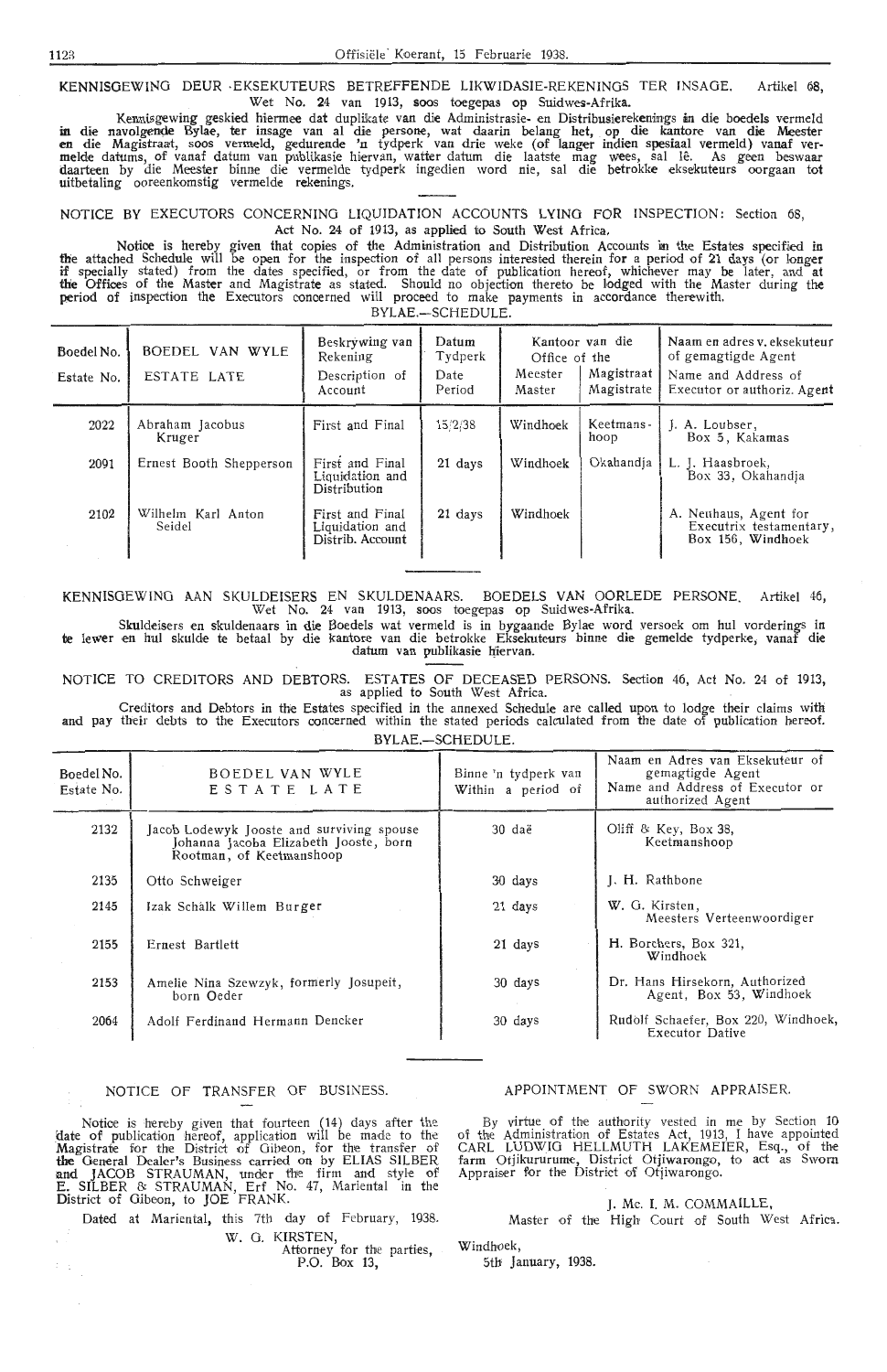KENNISGEWING DEUR EKSEKUTEURS BETREFFENDE LIKWIDASIE-REKENINGS TER INSAGE. Artikel 68, Wet No. 24 van 1913, soos toegepas op Suidwes-Afrika.

Kennisgewing geskied hiermee dat duplikate van die Administrasie- en Distribusierekenings in die boedels vermeld in die navolgende Bylae, ter insage van al die persone, wat daarin belang het, op die kantore van die Meester en die Magistraat, soos vermeld, gedurende 'n tydperk van drie weke (of langer indien spesiaal vermeld) vanaf vermelde datums, of vanaf datum van publikasie hiervan, watter datum die laatste mag wees, sal lê. As geen beswaar daarteen by die Meester binne die vermelde tydperk ingedien word nie, sal die betrokke eksekuteurs oorgaan tot uitbetaling ooreenkomstig vermelde rekenings.

NOTICE BY EXECUTORS CONCERNING LIQUIDATION ACCOUNTS LYING FOR INSPECTION: Section 68, Act No. 24 of 1913, as applied to South West Africa.

Notice is hereby given that copies of the Administration and Distribution Accounts in the Estates specified in the attached Schedule will be open for the inspection of all persons interested therein for a period of 21 days (or longer if specially stated) from the dates specified, or from the date of publication hereof, whichever may be later, and at the Offices of the Master and Magistrate as stated. Should no objection thereto be lodged with the Master during the period of inspection the Executors concerned will proceed to make payments in accordance therewith.

BYLAE.—SCHEDULE.

| Boedel No. / Estate No. | BOEDEL VAN WYLE / ESTATE LATE | Beskrywing van Rekening / Description of Account | Datum Tydperk / Date Period | Kantoor van die Meester / Office of the Master | Kantoor van die Magistraat / Office of the Magistrate | Naam en adres v. eksekuteur of gemagtigde Agent / Name and Address of Executor or authoriz. Agent |
|---|---|---|---|---|---|---|
| 2022 | Abraham Jacobus Kruger | First and Final | 15/2/38 | Windhoek | Keetmanshoop | J. A. Loubser, Box 5, Kakamas |
| 2091 | Ernest Booth Shepperson | First and Final Liquidation and Distribution | 21 days | Windhoek | Okahandja | L. J. Haasbroek, Box 33, Okahandja |
| 2102 | Wilhelm Karl Anton Seidel | First and Final Liquidation and Distrib. Account | 21 days | Windhoek | | A. Neuhaus, Agent for Executrix testamentary, Box 156, Windhoek |

KENNISGEWING AAN SKULDEISERS EN SKULDENAARS. BOEDELS VAN OORLEDE PERSONE. Artikel 46, Wet No. 24 van 1913, soos toegepas op Suidwes-Afrika.

Skuldeisers en skuldenaars in die Boedels wat vermeld is in bygaande Bylae word versoek om hul vorderings in te lewer en hul skulde te betaal by die kantore van die betrokke Eksekuteurs binne die gemelde tydperke, vanaf die datum van publikasie hiervan.

NOTICE TO CREDITORS AND DEBTORS. ESTATES OF DECEASED PERSONS. Section 46, Act No. 24 of 1913, as applied to South West Africa.

Creditors and Debtors in the Estates specified in the annexed Schedule are called upon to lodge their claims with and pay their debts to the Executors concerned within the stated periods calculated from the date of publication hereof.

BYLAE.—SCHEDULE.

| Boedel No. / Estate No. | BOEDEL VAN WYLE / ESTATE LATE | Binne 'n tydperk van / Within a period of | Naam en Adres van Eksekuteur of gemagtigde Agent / Name and Address of Executor or authorized Agent |
|---|---|---|---|
| 2132 | Jacob Lodewyk Jooste and surviving spouse Johanna Jacoba Elizabeth Jooste, born Rootman, of Keetmanshoop | 30 daë | Oliff & Key, Box 38, Keetmanshoop |
| 2135 | Otto Schweiger | 30 days | J. H. Rathbone |
| 2145 | Izak Schalk Willem Burger | 21 days | W. G. Kirsten, Meesters Verteenwoordiger |
| 2155 | Ernest Bartlett | 21 days | H. Borchers, Box 321, Windhoek |
| 2153 | Amelie Nina Szewzyk, formerly Josupeit, born Oeder | 30 days | Dr. Hans Hirsekorn, Authorized Agent, Box 53, Windhoek |
| 2064 | Adolf Ferdinand Hermann Dencker | 30 days | Rudolf Schaefer, Box 220, Windhoek, Executor Dative |

NOTICE OF TRANSFER OF BUSINESS.

Notice is hereby given that fourteen (14) days after the date of publication hereof, application will be made to the Magistrate for the District of Gibeon, for the transfer of the General Dealer's Business carried on by ELIAS SILBER and JACOB STRAUMAN, under the firm and style of E. SILBER & STRAUMAN, Erf No. 47, Mariental in the District of Gibeon, to JOE FRANK.

Dated at Mariental, this 7th day of February, 1938.

W. G. KIRSTEN,
Attorney for the parties,
P.O. Box 13,

APPOINTMENT OF SWORN APPRAISER.

By virtue of the authority vested in me by Section 10 of the Administration of Estates Act, 1913, I have appointed CARL LUDWIG HELLMUTH LAKEMEIER, Esq., of the farm Otjikururume, District Otjiwarongo, to act as Sworn Appraiser for the District of Otjiwarongo.

J. Mc. I. M. COMMAILLE,
Master of the High Court of South West Africa.

Windhoek,
5th January, 1938.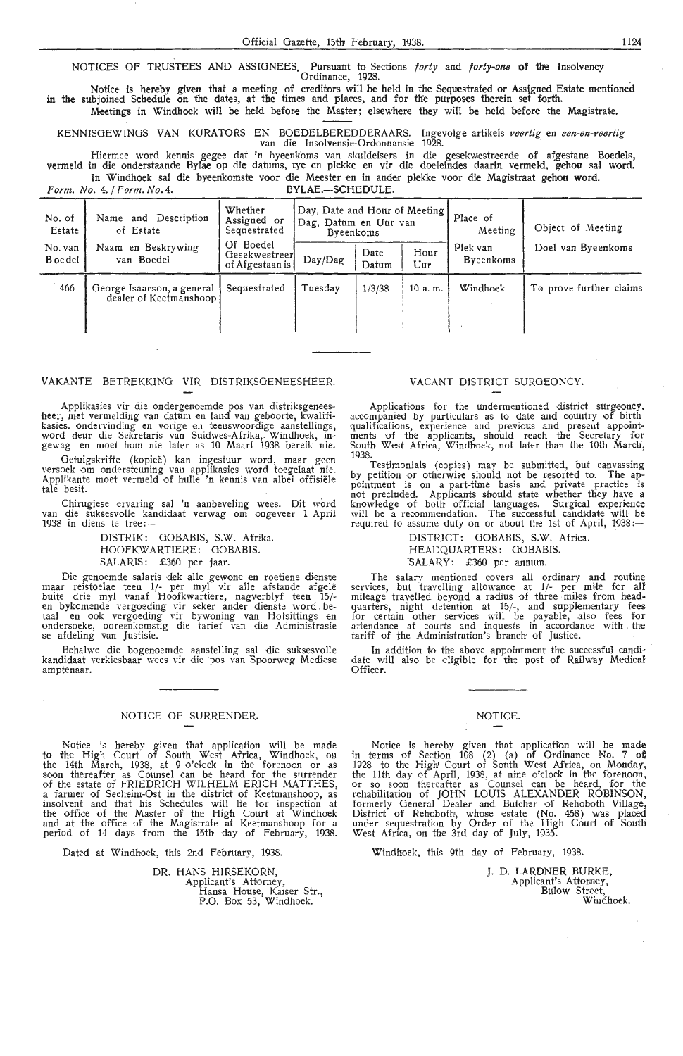NOTICES OF TRUSTEES AND ASSIGNEES. Pursuant to Sections *forty* and ***forty-one*** **of the** Insolvency Ordinance, 1928.

Notice is hereby given that a meeting of creditors will be held in the Sequestrated or Assigned Estate mentioned in the subjoined Schedule on the dates, at the times and places, and for the purposes therein set forth.

Meetings in Windhoek will be held before the Master; elsewhere they will be held before the Magistrate.

KENNISGEWINGS VAN KURATORS EN BOEDELBEREDDERAARS. Ingevolge artikels *veertig* en *een-en-veertig* van die Insolvensie-Ordonnansie 1928.

Hiermee word kennis gegee dat 'n byeenkoms van skuldeisers in die gesekwestreerde of afgestane Boedels, vermeld in die onderstaande Bylae op die datums, tye en plekke en vir die doeleindes daarin vermeld, gehou sal word.

In Windhoek sal die byeenkomste voor die Meester en in ander plekke voor die Magistraat gehou word.

*Form. No. 4. / Form. No. 4.* BYLAE.—SCHEDULE.

| No. of Estate / No. van Boedel | Name and Description of Estate / Naam en Beskrywing van Boedel | Whether Assigned or Sequestrated / Of Boedel Gesekwestreer of Afgestaan is | Day, Date and Hour of Meeting / Dag, Datum en Uur van Byeenkoms | | | Place of Meeting / Plek van Byeenkoms | Object of Meeting / Doel van Byeenkoms |
|---|---|---|---|---|---|---|---|
| | | | Day/Dag | Date / Datum | Hour / Uur | | |
| 466 | George Isaacson, a general dealer of Keetmanshoop | Sequestrated | Tuesday | 1/3/38 | 10 a.m. | Windhoek | To prove further claims |

## VAKANTE BETREKKING VIR DISTRIKSGENEESHEER.

Applikasies vir die ondergenoemde pos van distriksgeneesheer, met vermelding van datum en land van geboorte, kwalifikasies, ondervinding en vorige en teenswoordige aanstellings, word deur die Sekretaris van Suidwes-Afrika, Windhoek, ingewag en moet hom nie later as 10 Maart 1938 bereik nie.

Getuigskrifte (kopieë) kan ingestuur word, maar geen versoek om ondersteuning van applikasies word toegelaat nie. Applikante moet vermeld of hulle 'n kennis van albei offisiële tale besit.

Chirugiese ervaring sal 'n aanbeveling wees. Dit word van die suksesvolle kandidaat verwag om ongeveer 1 April 1938 in diens te tree:—

DISTRIK: GOBABIS, S.W. Afrika.
HOOFKWARTIERE: GOBABIS.
SALARIS: £360 per jaar.

Die genoemde salaris dek alle gewone en roetiene dienste maar reistoelae teen 1/- per myl vir alle afstande afgelê buite drie myl vanaf Hoofkwartiere, nagverblyf teen 15/- en bykomende vergoeding vir seker ander dienste word betaal en ook vergoeding vir bywoning van Hofsittings en ondersoeke, ooreenkomstig die tarief van die Administrasie se afdeling van Justisie.

Behalwe die bogenoemde aanstelling sal die suksesvolle kandidaat verkiesbaar wees vir die pos van Spoorweg Mediese amptenaar.

## VACANT DISTRICT SURGEONCY.

Applications for the undermentioned district surgeoncy, accompanied by particulars as to date and country of birth qualifications, experience and previous and present appointments of the applicants, should reach the Secretary for South West Africa, Windhoek, not later than the 10th March, 1938.

Testimonials (copies) may be submitted, but canvassing by petition or otherwise should not be resorted to. The appointment is on a part-time basis and private practice is not precluded. Applicants should state whether they have a knowledge of both official languages. Surgical experience will be a recommendation. The successful candidate will be required to assume duty on or about the 1st of April, 1938:—

DISTRICT: GOBABIS, S.W. Africa.
HEADQUARTERS: GOBABIS.
SALARY: £360 per annum.

The salary mentioned covers all ordinary and routine services, but travelling allowance at 1/- per mile for all mileage travelled beyond a radius of three miles from headquarters, night detention at 15/-, and supplementary fees for certain other services will be payable, also fees for attendance at courts and inquests in accordance with the tariff of the Administration's branch of Justice.

In addition to the above appointment the successful candidate will also be eligible for the post of Railway Medical Officer.

## NOTICE OF SURRENDER.

Notice is hereby given that application will be made to the High Court of South West Africa, Windhoek, on the 14th March, 1938, at 9 o'clock in the forenoon or as soon thereafter as Counsel can be heard for the surrender of the estate of FRIEDRICH WILHELM ERICH MATTHES, a farmer of Seeheim-Ost in the district of Keetmanshoop, as insolvent and that his Schedules will lie for inspection at the office of the Master of the High Court at Windhoek and at the office of the Magistrate at Keetmanshoop for a period of 14 days from the 15th day of February, 1938.

Dated at Windhoek, this 2nd February, 1938.

DR. HANS HIRSEKORN,
Applicant's Attorney,
Hansa House, Kaiser Str.,
P.O. Box 53, Windhoek.

## NOTICE.

Notice is hereby given that application will be made in terms of Section 108 (2) (a) of Ordinance No. 7 of 1928 to the High Court of South West Africa, on Monday, the 11th day of April, 1938, at nine o'clock in the forenoon, or so soon thereafter as Counsel can be heard, for the rehabilitation of JOHN LOUIS ALEXANDER ROBINSON, formerly General Dealer and Butcher of Rehoboth Village, District of Rehoboth, whose estate (No. 458) was placed under sequestration by Order of the High Court of South West Africa, on the 3rd day of July, 1935.

Windhoek, this 9th day of February, 1938.

J. D. LARDNER BURKE,
Applicant's Attorney,
Bulow Street,
Windhoek.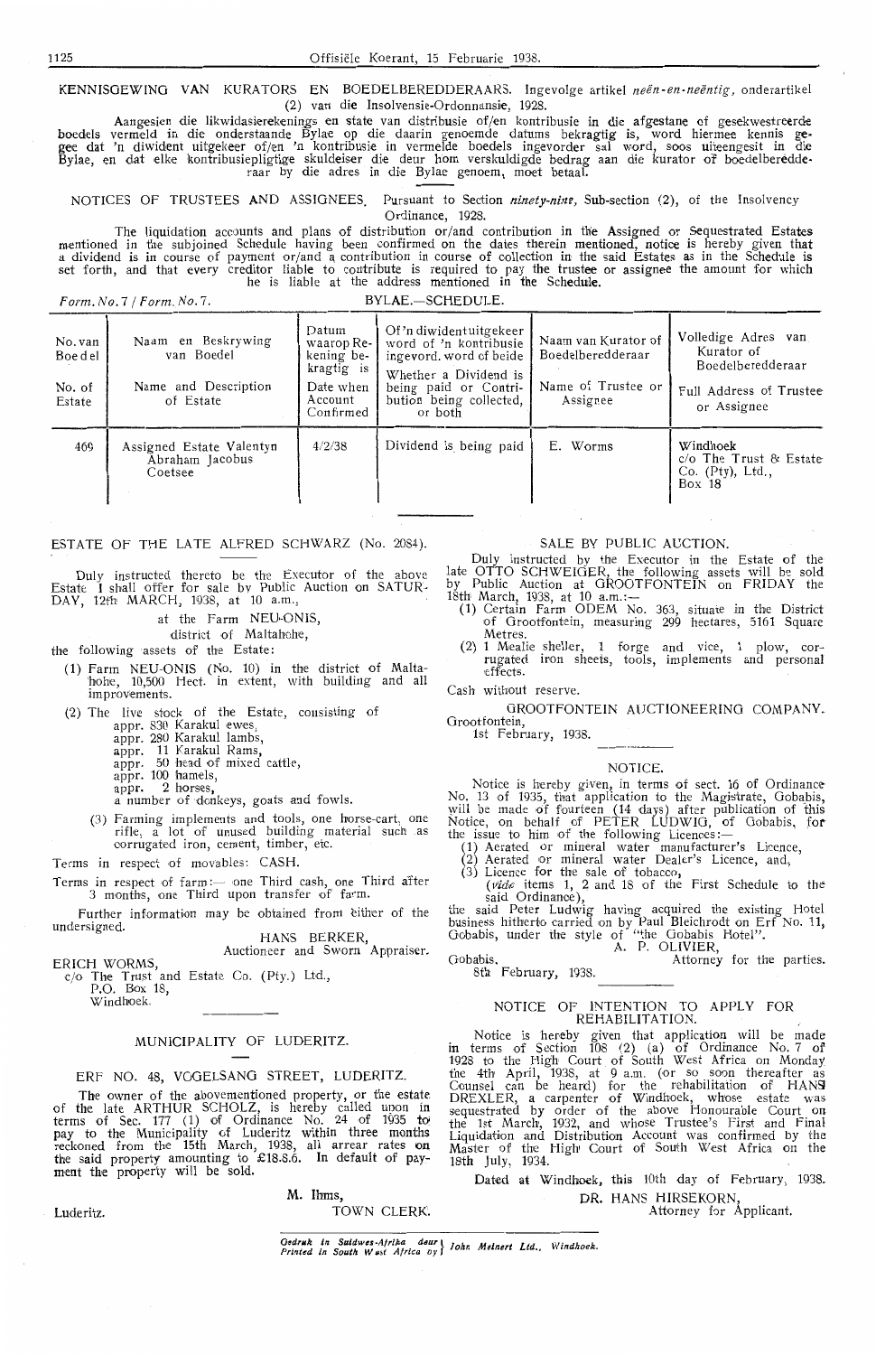KENNISGEWING VAN KURATORS EN BOEDELBEREDDERAARS. Ingevolge artikel *neën-en-neëntig*, onderartikel (2) van die Insolvensie-Ordonnansie, 1928.

Aangesien die likwidasierekenings en state van distribusie of/en kontribusie in die afgestane of gesekwestreerde boedels vermeld in die onderstaande Bylae op die daarin genoemde datums bekragtig is, word hiermee kennis gegee dat 'n diwident uitgekeer of/en 'n kontribusie in vermelde boedels ingevorder sal word, soos uiteengesit in die Bylae, en dat elke kontribusiepligtige skuldeiser die deur hom verskuldigde bedrag aan die kurator of boedelberedderaar by die adres in die Bylae genoem, moet betaal.

NOTICES OF TRUSTEES AND ASSIGNEES. Pursuant to Section *ninety-nine*, Sub-section (2), of the Insolvency Ordinance, 1928.

The liquidation accounts and plans of distribution or/and contribution in the Assigned or Sequestrated Estates mentioned in the subjoined Schedule having been confirmed on the dates therein mentioned, notice is hereby given that a dividend is in course of payment or/and a contribution in course of collection in the said Estates as in the Schedule is set forth, and that every creditor liable to contribute is required to pay the trustee or assignee the amount for which he is liable at the address mentioned in the Schedule.

*Form. No. 7 / Form. No. 7.* BYLAE.—SCHEDULE.

| No. van Boedel / No. of Estate | Naam en Beskrywing van Boedel / Name and Description of Estate | Datum waarop Rekening bekragtig is / Date when Account Confirmed | Of 'n diwident uitgekeer word of 'n kontribusie ingevord. word of beide / Whether a Dividend is being paid or Contribution being collected, or both | Naam van Kurator of Boedelberedderaar / Name of Trustee or Assignee | Volledige Adres van Kurator of Boedelberedderaar / Full Address of Trustee or Assignee |
|---|---|---|---|---|---|
| 469 | Assigned Estate Valentyn Abraham Jacobus Coetsee | 4/2/38 | Dividend is being paid | E. Worms | Windhoek c/o The Trust & Estate Co. (Pty), Ltd., Box 18 |

---

ESTATE OF THE LATE ALFRED SCHWARZ (No. 2084).

Duly instructed thereto be the Executor of the above Estate I shall offer for sale by Public Auction on SATURDAY, 12th MARCH, 1938, at 10 a.m.,

at the Farm NEU-ONIS,
district of Maltahohe,

the following assets of the Estate:

(1) Farm NEU-ONIS (No. 10) in the district of Maltahohe, 10,500 Hect. in extent, with building and all improvements.

(2) The live stock of the Estate, consisting of
appr. 830 Karakul ewes,
appr. 280 Karakul lambs,
appr. 11 Karakul Rams,
appr. 50 head of mixed cattle,
appr. 100 hamels,
appr. 2 horses,
a number of donkeys, goats and fowls.

(3) Farming implements and tools, one horse-cart, one rifle, a lot of unused building material such as corrugated iron, cement, timber, etc.

Terms in respect of movables: CASH.

Terms in respect of farm:— one Third cash, one Third after 3 months, one Third upon transfer of farm.

Further information may be obtained from either of the undersigned.

HANS BERKER,
Auctioneer and Sworn Appraiser.

ERICH WORMS,
c/o The Trust and Estate Co. (Pty.) Ltd.,
P.O. Box 18,
Windhoek.

---

MUNICIPALITY OF LUDERITZ.

ERF NO. 48, VOGELSANG STREET, LUDERITZ.

The owner of the abovementioned property, or the estate of the late ARTHUR SCHOLZ, is hereby called upon in terms of Sec. 177 (1) of Ordinance No. 24 of 1935 to pay to the Municipality of Luderitz within three months reckoned from the 15th March, 1938, all arrear rates on the said property amounting to £18.8.6. In default of payment the property will be sold.

M. Ihms,
TOWN CLERK.

Luderitz.

---

SALE BY PUBLIC AUCTION.

Duly instructed by the Executor in the Estate of the late OTTO SCHWEIGER, the following assets will be sold by Public Auction at GROOTFONTEIN on FRIDAY the 18th March, 1938, at 10 a.m.:—

(1) Certain Farm ODEM No. 363, situate in the District of Grootfontein, measuring 299 hectares, 5161 Square Metres.

(2) 1 Mealie sheller, 1 forge and vice, 1 plow, corrugated iron sheets, tools, implements and personal effects.

Cash without reserve.

GROOTFONTEIN AUCTIONEERING COMPANY.

Grootfontein,
1st February, 1938.

---

NOTICE.

Notice is hereby given, in terms of sect. 16 of Ordinance No. 13 of 1935, that application to the Magistrate, Gobabis, will be made of fourteen (14 days) after publication of this Notice, on behalf of PETER LUDWIG, of Gobabis, for the issue to him of the following Licences:—

(1) Aerated or mineral water manufacturer's Licence,
(2) Aerated or mineral water Dealer's Licence, and,
(3) Licence for the sale of tobacco,
(*vide* items 1, 2 and 18 of the First Schedule to the said Ordinance),

the said Peter Ludwig having acquired the existing Hotel business hitherto carried on by Paul Bleichrodt on Erf No. 11, Gobabis, under the style of "the Gobabis Hotel".

A. P. OLIVIER,
Attorney for the parties.

Gobabis,
8th February, 1938.

---

NOTICE OF INTENTION TO APPLY FOR REHABILITATION.

Notice is hereby given that application will be made in terms of Section 108 (2) (a) of Ordinance No. 7 of 1928 to the High Court of South West Africa on Monday the 4th April, 1938, at 9 a.m. (or so soon thereafter as Counsel can be heard) for the rehabilitation of HANS DREXLER, a carpenter of Windhoek, whose estate was sequestrated by order of the above Honourable Court on the 1st March, 1932, and whose Trustee's First and Final Liquidation and Distribution Account was confirmed by the Master of the High Court of South West Africa on the 18th July, 1934.

Dated at Windhoek, this 10th day of February, 1938.

DR. HANS HIRSEKORN,
Attorney for Applicant.

---

*Gedruk in Suidwes-Afrika deur / Printed in South West Africa by* John Meinert Ltd., Windhoek.